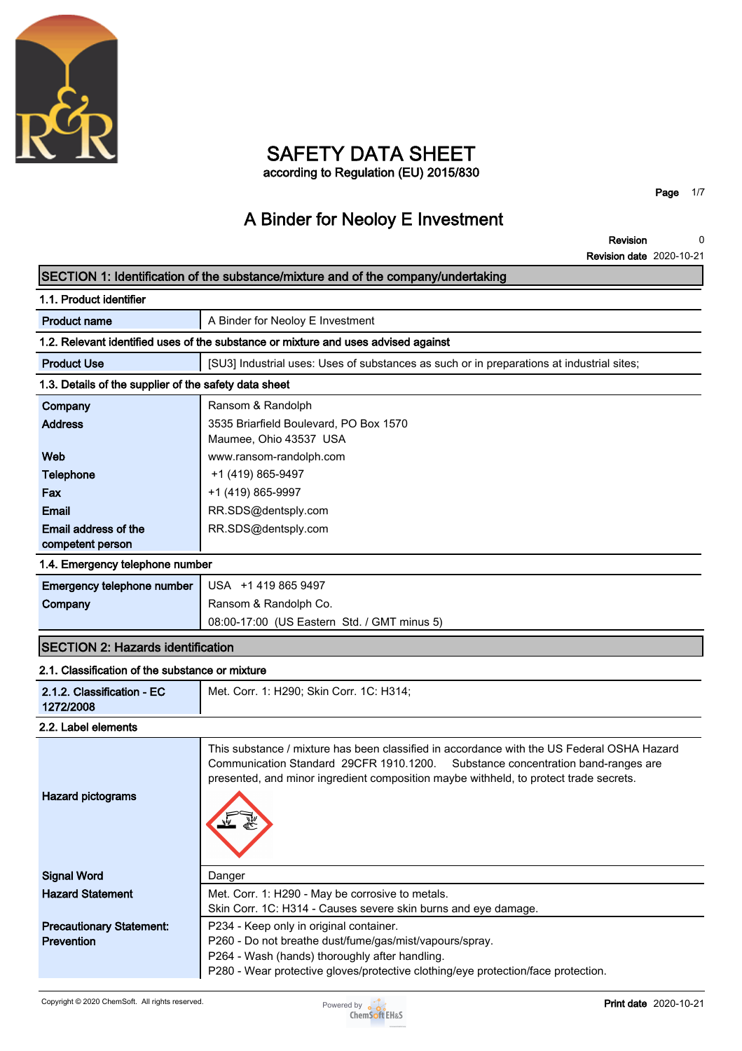# SAFETY DATA SHEET

according to Regulation (EU) 2015/830

## A Binder for Neoloy E Investment

**Revision** 0

**Revision date** 2020-10-21

## SECTION 1: Identification of the substance/mixture and of the company/undertaking

### 1.1. Product identifier

| | |
|---|---|
| **Product name** | A Binder for Neoloy E Investment |

### 1.2. Relevant identified uses of the substance or mixture and uses advised against

| | |
|---|---|
| **Product Use** | [SU3] Industrial uses: Uses of substances as such or in preparations at industrial sites; |

### 1.3. Details of the supplier of the safety data sheet

| | |
|---|---|
| **Company** | Ransom & Randolph |
| **Address** | 3535 Briarfield Boulevard, PO Box 1570<br>Maumee, Ohio 43537 USA |
| **Web** | www.ransom-randolph.com |
| **Telephone** | +1 (419) 865-9497 |
| **Fax** | +1 (419) 865-9997 |
| **Email** | RR.SDS@dentsply.com |
| **Email address of the competent person** | RR.SDS@dentsply.com |

### 1.4. Emergency telephone number

| | |
|---|---|
| **Emergency telephone number** | USA +1 419 865 9497 |
| **Company** | Ransom & Randolph Co. |
| | 08:00-17:00 (US Eastern Std. / GMT minus 5) |

## SECTION 2: Hazards identification

### 2.1. Classification of the substance or mixture

| | |
|---|---|
| **2.1.2. Classification - EC 1272/2008** | Met. Corr. 1: H290; Skin Corr. 1C: H314; |

### 2.2. Label elements

| | |
|---|---|
| | This substance / mixture has been classified in accordance with the US Federal OSHA Hazard Communication Standard 29CFR 1910.1200. Substance concentration band-ranges are presented, and minor ingredient composition maybe withheld, to protect trade secrets. |
| **Hazard pictograms** | |
| **Signal Word** | Danger |
| **Hazard Statement** | Met. Corr. 1: H290 - May be corrosive to metals.<br>Skin Corr. 1C: H314 - Causes severe skin burns and eye damage. |
| **Precautionary Statement: Prevention** | P234 - Keep only in original container.<br>P260 - Do not breathe dust/fume/gas/mist/vapours/spray.<br>P264 - Wash (hands) thoroughly after handling.<br>P280 - Wear protective gloves/protective clothing/eye protection/face protection. |

Copyright © 2020 ChemSoft. All rights reserved.

**Print date** 2020-10-21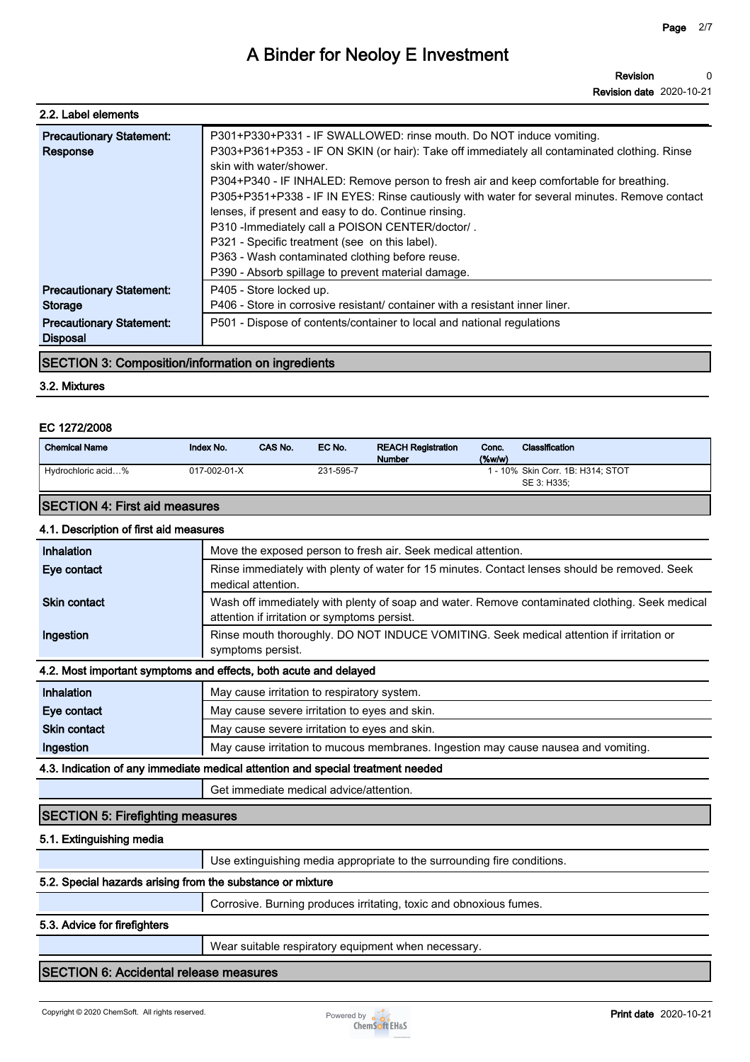### 2.2. Label elements

| | |
|---|---|
| **Precautionary Statement: Response** | P301+P330+P331 - IF SWALLOWED: rinse mouth. Do NOT induce vomiting.<br>P303+P361+P353 - IF ON SKIN (or hair): Take off immediately all contaminated clothing. Rinse skin with water/shower.<br>P304+P340 - IF INHALED: Remove person to fresh air and keep comfortable for breathing.<br>P305+P351+P338 - IF IN EYES: Rinse cautiously with water for several minutes. Remove contact lenses, if present and easy to do. Continue rinsing.<br>P310 -Immediately call a POISON CENTER/doctor/ .<br>P321 - Specific treatment (see on this label).<br>P363 - Wash contaminated clothing before reuse.<br>P390 - Absorb spillage to prevent material damage. |
| **Precautionary Statement: Storage** | P405 - Store locked up.<br>P406 - Store in corrosive resistant/ container with a resistant inner liner. |
| **Precautionary Statement: Disposal** | P501 - Dispose of contents/container to local and national regulations |

## SECTION 3: Composition/information on ingredients

### 3.2. Mixtures

#### EC 1272/2008

| Chemical Name | Index No. | CAS No. | EC No. | REACH Registration Number | Conc. (%w/w) | Classification |
|---|---|---|---|---|---|---|
| Hydrochloric acid…% | 017-002-01-X | | 231-595-7 | | 1 - 10% | Skin Corr. 1B: H314; STOT SE 3: H335; |

## SECTION 4: First aid measures

### 4.1. Description of first aid measures

| | |
|---|---|
| **Inhalation** | Move the exposed person to fresh air. Seek medical attention. |
| **Eye contact** | Rinse immediately with plenty of water for 15 minutes. Contact lenses should be removed. Seek medical attention. |
| **Skin contact** | Wash off immediately with plenty of soap and water. Remove contaminated clothing. Seek medical attention if irritation or symptoms persist. |
| **Ingestion** | Rinse mouth thoroughly. DO NOT INDUCE VOMITING. Seek medical attention if irritation or symptoms persist. |

### 4.2. Most important symptoms and effects, both acute and delayed

| | |
|---|---|
| **Inhalation** | May cause irritation to respiratory system. |
| **Eye contact** | May cause severe irritation to eyes and skin. |
| **Skin contact** | May cause severe irritation to eyes and skin. |
| **Ingestion** | May cause irritation to mucous membranes. Ingestion may cause nausea and vomiting. |

### 4.3. Indication of any immediate medical attention and special treatment needed

Get immediate medical advice/attention.

## SECTION 5: Firefighting measures

### 5.1. Extinguishing media

Use extinguishing media appropriate to the surrounding fire conditions.

### 5.2. Special hazards arising from the substance or mixture

Corrosive. Burning produces irritating, toxic and obnoxious fumes.

### 5.3. Advice for firefighters

Wear suitable respiratory equipment when necessary.

## SECTION 6: Accidental release measures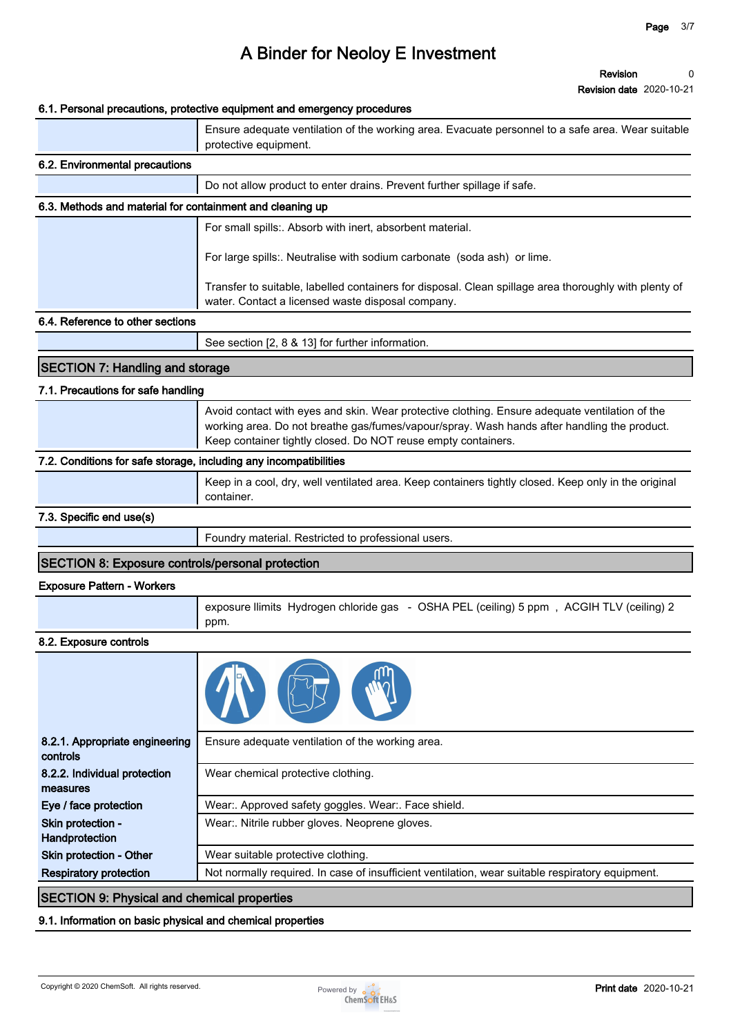### 6.1. Personal precautions, protective equipment and emergency procedures

| | |
|---|---|
| | Ensure adequate ventilation of the working area. Evacuate personnel to a safe area. Wear suitable protective equipment. |

### 6.2. Environmental precautions

| | |
|---|---|
| | Do not allow product to enter drains. Prevent further spillage if safe. |

### 6.3. Methods and material for containment and cleaning up

| | |
|---|---|
| | For small spills:. Absorb with inert, absorbent material.<br><br>For large spills:. Neutralise with sodium carbonate (soda ash) or lime.<br><br>Transfer to suitable, labelled containers for disposal. Clean spillage area thoroughly with plenty of water. Contact a licensed waste disposal company. |

### 6.4. Reference to other sections

| | |
|---|---|
| | See section [2, 8 & 13] for further information. |

## SECTION 7: Handling and storage

### 7.1. Precautions for safe handling

| | |
|---|---|
| | Avoid contact with eyes and skin. Wear protective clothing. Ensure adequate ventilation of the working area. Do not breathe gas/fumes/vapour/spray. Wash hands after handling the product. Keep container tightly closed. Do NOT reuse empty containers. |

### 7.2. Conditions for safe storage, including any incompatibilities

| | |
|---|---|
| | Keep in a cool, dry, well ventilated area. Keep containers tightly closed. Keep only in the original container. |

### 7.3. Specific end use(s)

| | |
|---|---|
| | Foundry material. Restricted to professional users. |

## SECTION 8: Exposure controls/personal protection

### Exposure Pattern - Workers

| | |
|---|---|
| | exposure llimits Hydrogen chloride gas - OSHA PEL (ceiling) 5 ppm , ACGIH TLV (ceiling) 2 ppm. |

### 8.2. Exposure controls

| | |
|---|---|
| **8.2.1. Appropriate engineering controls** | Ensure adequate ventilation of the working area. |
| **8.2.2. Individual protection measures** | Wear chemical protective clothing. |
| **Eye / face protection** | Wear:. Approved safety goggles. Wear:. Face shield. |
| **Skin protection - Handprotection** | Wear:. Nitrile rubber gloves. Neoprene gloves. |
| **Skin protection - Other** | Wear suitable protective clothing. |
| **Respiratory protection** | Not normally required. In case of insufficient ventilation, wear suitable respiratory equipment. |

## SECTION 9: Physical and chemical properties

### 9.1. Information on basic physical and chemical properties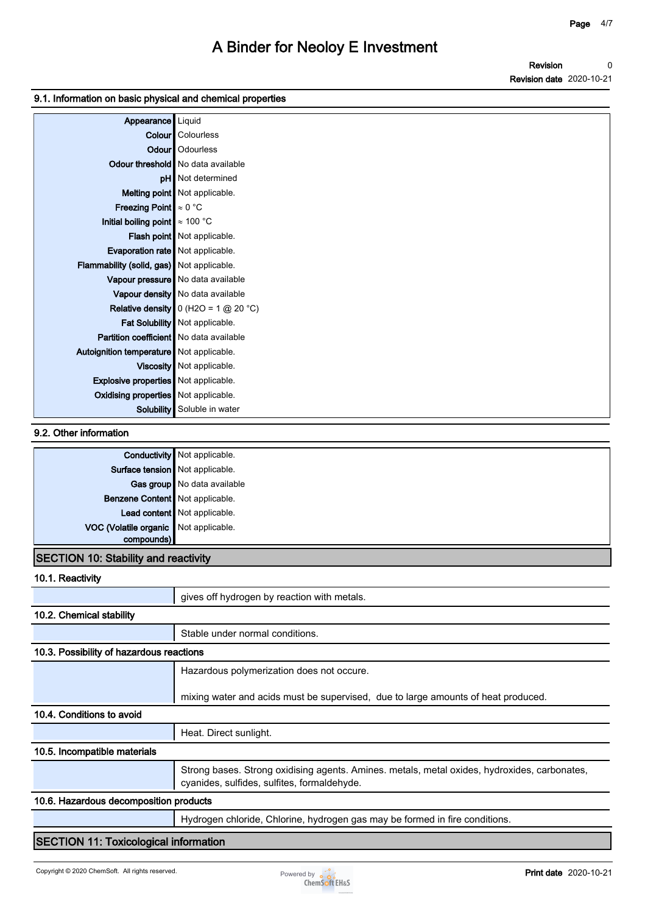### 9.1. Information on basic physical and chemical properties

| Property | Value |
|---|---|
| Appearance | Liquid |
| Colour | Colourless |
| Odour | Odourless |
| Odour threshold | No data available |
| pH | Not determined |
| Melting point | Not applicable. |
| Freezing Point | ≈ 0 °C |
| Initial boiling point | ≈ 100 °C |
| Flash point | Not applicable. |
| Evaporation rate | Not applicable. |
| Flammability (solid, gas) | Not applicable. |
| Vapour pressure | No data available |
| Vapour density | No data available |
| Relative density | 0 ($H_2O$ = 1 @ 20 °C) |
| Fat Solubility | Not applicable. |
| Partition coefficient | No data available |
| Autoignition temperature | Not applicable. |
| Viscosity | Not applicable. |
| Explosive properties | Not applicable. |
| Oxidising properties | Not applicable. |
| Solubility | Soluble in water |

### 9.2. Other information

| Property | Value |
|---|---|
| Conductivity | Not applicable. |
| Surface tension | Not applicable. |
| Gas group | No data available |
| Benzene Content | Not applicable. |
| Lead content | Not applicable. |
| VOC (Volatile organic compounds) | Not applicable. |

## SECTION 10: Stability and reactivity

### 10.1. Reactivity

gives off hydrogen by reaction with metals.

### 10.2. Chemical stability

Stable under normal conditions.

### 10.3. Possibility of hazardous reactions

Hazardous polymerization does not occure.

mixing water and acids must be supervised, due to large amounts of heat produced.

### 10.4. Conditions to avoid

Heat. Direct sunlight.

### 10.5. Incompatible materials

Strong bases. Strong oxidising agents. Amines. metals, metal oxides, hydroxides, carbonates, cyanides, sulfides, sulfites, formaldehyde.

### 10.6. Hazardous decomposition products

Hydrogen chloride, Chlorine, hydrogen gas may be formed in fire conditions.

## SECTION 11: Toxicological information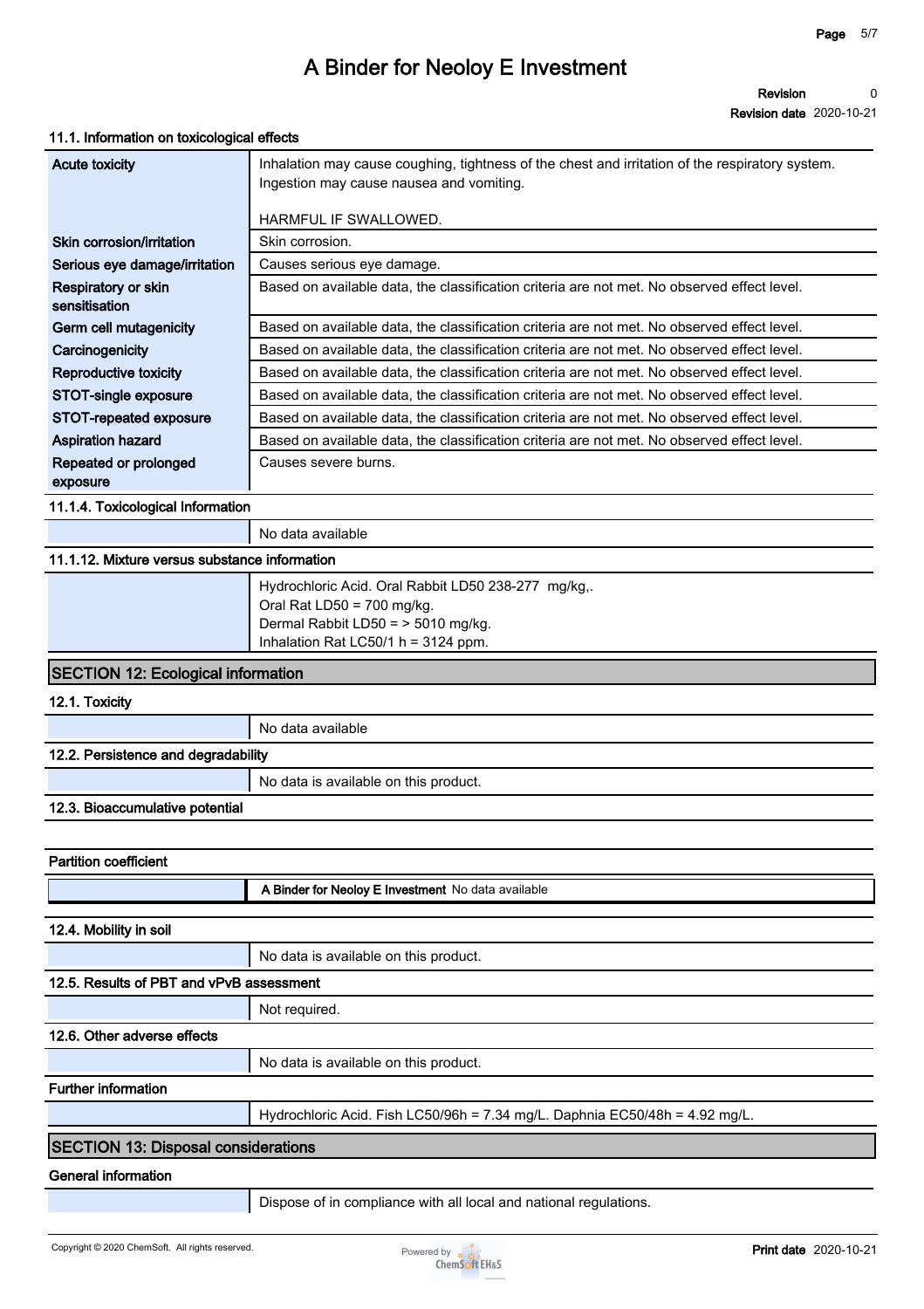### 11.1. Information on toxicological effects

| | |
|---|---|
| **Acute toxicity** | Inhalation may cause coughing, tightness of the chest and irritation of the respiratory system. Ingestion may cause nausea and vomiting.<br><br>HARMFUL IF SWALLOWED. |
| **Skin corrosion/irritation** | Skin corrosion. |
| **Serious eye damage/irritation** | Causes serious eye damage. |
| **Respiratory or skin sensitisation** | Based on available data, the classification criteria are not met. No observed effect level. |
| **Germ cell mutagenicity** | Based on available data, the classification criteria are not met. No observed effect level. |
| **Carcinogenicity** | Based on available data, the classification criteria are not met. No observed effect level. |
| **Reproductive toxicity** | Based on available data, the classification criteria are not met. No observed effect level. |
| **STOT-single exposure** | Based on available data, the classification criteria are not met. No observed effect level. |
| **STOT-repeated exposure** | Based on available data, the classification criteria are not met. No observed effect level. |
| **Aspiration hazard** | Based on available data, the classification criteria are not met. No observed effect level. |
| **Repeated or prolonged exposure** | Causes severe burns. |

### 11.1.4. Toxicological Information

No data available

### 11.1.12. Mixture versus substance information

Hydrochloric Acid. Oral Rabbit LD50 238-277 mg/kg,.
Oral Rat LD50 = 700 mg/kg.
Dermal Rabbit LD50 = > 5010 mg/kg.
Inhalation Rat LC50/1 h = 3124 ppm.

## SECTION 12: Ecological information

### 12.1. Toxicity

No data available

### 12.2. Persistence and degradability

No data is available on this product.

### 12.3. Bioaccumulative potential

#### Partition coefficient

| | |
|---|---|
| | **A Binder for Neoloy E Investment** No data available |

### 12.4. Mobility in soil

No data is available on this product.

### 12.5. Results of PBT and vPvB assessment

Not required.

### 12.6. Other adverse effects

No data is available on this product.

#### Further information

Hydrochloric Acid. Fish LC50/96h = 7.34 mg/L. Daphnia EC50/48h = 4.92 mg/L.

## SECTION 13: Disposal considerations

#### General information

Dispose of in compliance with all local and national regulations.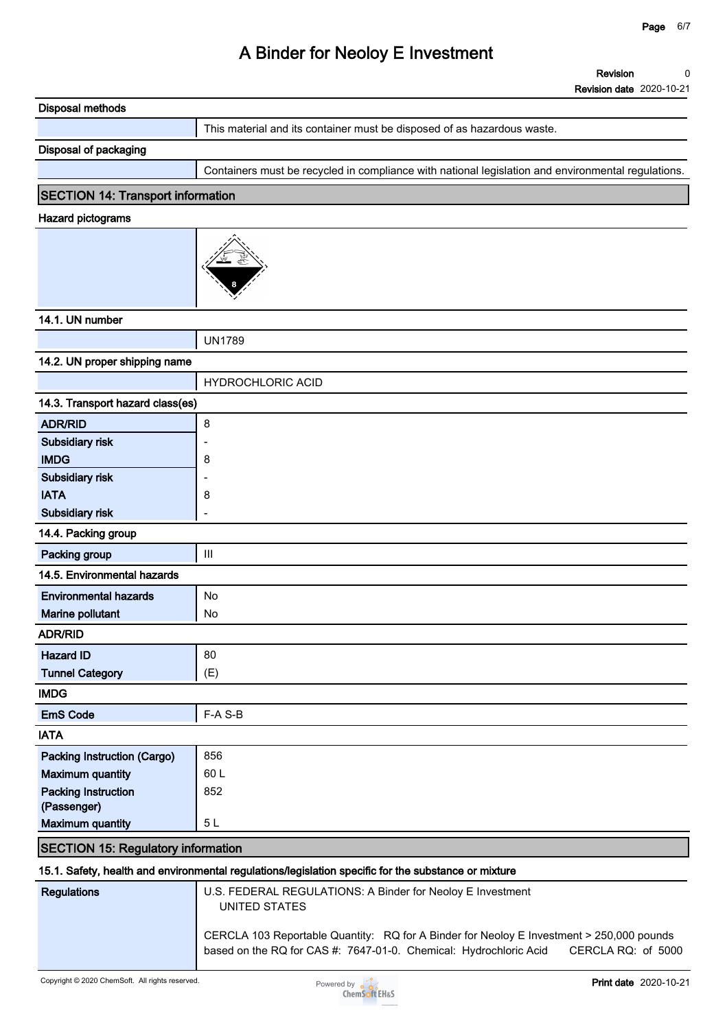### Disposal methods

This material and its container must be disposed of as hazardous waste.

### Disposal of packaging

Containers must be recycled in compliance with national legislation and environmental regulations.

## SECTION 14: Transport information

### Hazard pictograms

### 14.1. UN number

UN1789

### 14.2. UN proper shipping name

HYDROCHLORIC ACID

### 14.3. Transport hazard class(es)

| | |
|---|---|
| **ADR/RID** | 8 |
| **Subsidiary risk** | - |
| **IMDG** | 8 |
| **Subsidiary risk** | - |
| **IATA** | 8 |
| **Subsidiary risk** | - |

### 14.4. Packing group

| | |
|---|---|
| **Packing group** | III |

### 14.5. Environmental hazards

| | |
|---|---|
| **Environmental hazards** | No |
| **Marine pollutant** | No |

### ADR/RID

| | |
|---|---|
| **Hazard ID** | 80 |
| **Tunnel Category** | (E) |

### IMDG

| | |
|---|---|
| **EmS Code** | F-A S-B |

### IATA

| | |
|---|---|
| **Packing Instruction (Cargo)** | 856 |
| **Maximum quantity** | 60 L |
| **Packing Instruction (Passenger)** | 852 |
| **Maximum quantity** | 5 L |

## SECTION 15: Regulatory information

### 15.1. Safety, health and environmental regulations/legislation specific for the substance or mixture

**Regulations**

U.S. FEDERAL REGULATIONS: A Binder for Neoloy E Investment
UNITED STATES

CERCLA 103 Reportable Quantity: RQ for A Binder for Neoloy E Investment > 250,000 pounds based on the RQ for CAS #: 7647-01-0. Chemical: Hydrochloric Acid CERCLA RQ: of 5000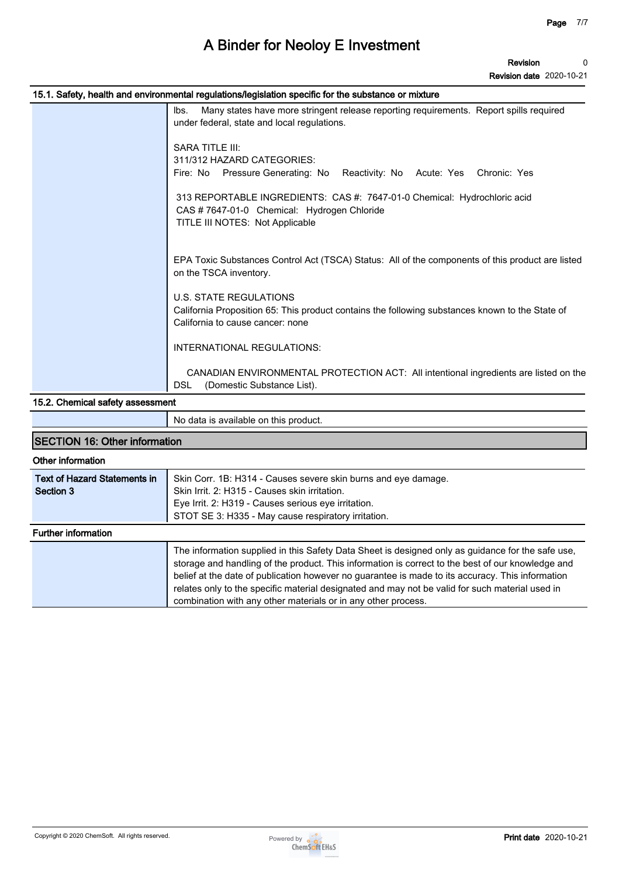## 15.1. Safety, health and environmental regulations/legislation specific for the substance or mixture

| | |
|---|---|
| | lbs. Many states have more stringent release reporting requirements. Report spills required under federal, state and local regulations.<br><br>SARA TITLE III:<br>311/312 HAZARD CATEGORIES:<br>Fire: No Pressure Generating: No Reactivity: No Acute: Yes Chronic: Yes<br><br>313 REPORTABLE INGREDIENTS: CAS #: 7647-01-0 Chemical: Hydrochloric acid<br>CAS # 7647-01-0 Chemical: Hydrogen Chloride<br>TITLE III NOTES: Not Applicable<br><br>EPA Toxic Substances Control Act (TSCA) Status: All of the components of this product are listed on the TSCA inventory.<br><br>U.S. STATE REGULATIONS<br>California Proposition 65: This product contains the following substances known to the State of California to cause cancer: none<br><br>INTERNATIONAL REGULATIONS:<br><br>CANADIAN ENVIRONMENTAL PROTECTION ACT: All intentional ingredients are listed on the DSL (Domestic Substance List). |

## 15.2. Chemical safety assessment

| | |
|---|---|
| | No data is available on this product. |

# SECTION 16: Other information

### Other information

| | |
|---|---|
| **Text of Hazard Statements in Section 3** | Skin Corr. 1B: H314 - Causes severe skin burns and eye damage.<br>Skin Irrit. 2: H315 - Causes skin irritation.<br>Eye Irrit. 2: H319 - Causes serious eye irritation.<br>STOT SE 3: H335 - May cause respiratory irritation. |

### Further information

| | |
|---|---|
| | The information supplied in this Safety Data Sheet is designed only as guidance for the safe use, storage and handling of the product. This information is correct to the best of our knowledge and belief at the date of publication however no guarantee is made to its accuracy. This information relates only to the specific material designated and may not be valid for such material used in combination with any other materials or in any other process. |